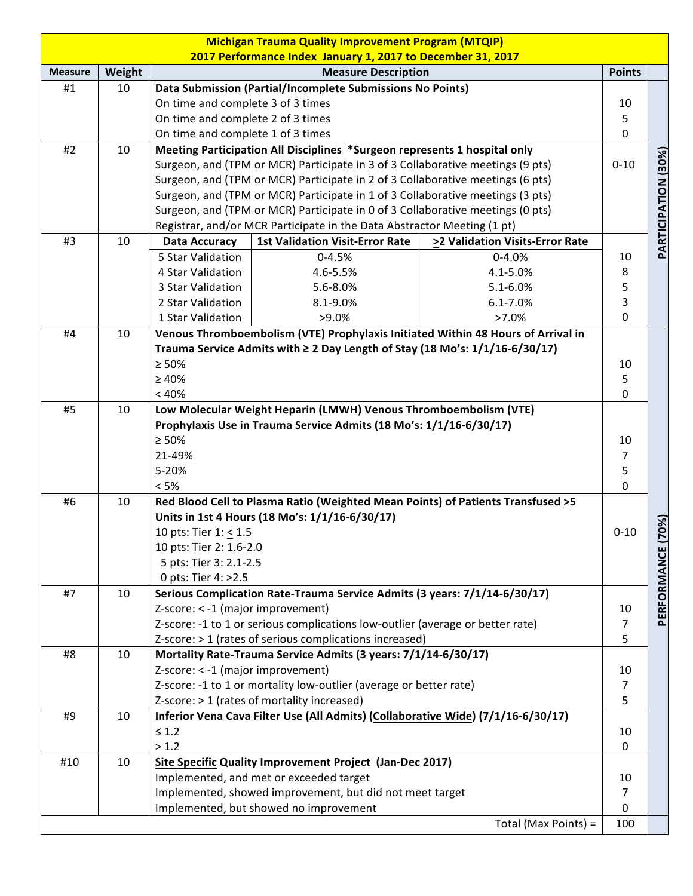# Michigan Trauma Quality Improvement Program (MTQIP)

## 2017 Performance Index January 1, 2017 to December 31, 2017

| Measure | Weight | Measure Description | | | Points | |
|---|---|---|---|---|---|---|
| #1 | 10 | **Data Submission (Partial/Incomplete Submissions No Points)** | | | | PARTICIPATION (30%) |
| | | On time and complete 3 of 3 times | | | 10 | |
| | | On time and complete 2 of 3 times | | | 5 | |
| | | On time and complete 1 of 3 times | | | 0 | |
| #2 | 10 | **Meeting Participation All Disciplines \*Surgeon represents 1 hospital only** | | | | |
| | | Surgeon, and (TPM or MCR) Participate in 3 of 3 Collaborative meetings (9 pts) | | | 0-10 | |
| | | Surgeon, and (TPM or MCR) Participate in 2 of 3 Collaborative meetings (6 pts) | | | | |
| | | Surgeon, and (TPM or MCR) Participate in 1 of 3 Collaborative meetings (3 pts) | | | | |
| | | Surgeon, and (TPM or MCR) Participate in 0 of 3 Collaborative meetings (0 pts) | | | | |
| | | Registrar, and/or MCR Participate in the Data Abstractor Meeting (1 pt) | | | | |
| #3 | 10 | **Data Accuracy** | **1st Validation Visit-Error Rate** | **≥2 Validation Visits-Error Rate** | | |
| | | 5 Star Validation | 0-4.5% | 0-4.0% | 10 | |
| | | 4 Star Validation | 4.6-5.5% | 4.1-5.0% | 8 | |
| | | 3 Star Validation | 5.6-8.0% | 5.1-6.0% | 5 | |
| | | 2 Star Validation | 8.1-9.0% | 6.1-7.0% | 3 | |
| | | 1 Star Validation | >9.0% | >7.0% | 0 | |
| #4 | 10 | **Venous Thromboembolism (VTE) Prophylaxis Initiated Within 48 Hours of Arrival in Trauma Service Admits with ≥ 2 Day Length of Stay (18 Mo's: 1/1/16-6/30/17)** | | | | PERFORMANCE (70%) |
| | | ≥ 50% | | | 10 | |
| | | ≥ 40% | | | 5 | |
| | | < 40% | | | 0 | |
| #5 | 10 | **Low Molecular Weight Heparin (LMWH) Venous Thromboembolism (VTE) Prophylaxis Use in Trauma Service Admits (18 Mo's: 1/1/16-6/30/17)** | | | | |
| | | ≥ 50% | | | 10 | |
| | | 21-49% | | | 7 | |
| | | 5-20% | | | 5 | |
| | | < 5% | | | 0 | |
| #6 | 10 | **Red Blood Cell to Plasma Ratio (Weighted Mean Points) of Patients Transfused ≥5 Units in 1st 4 Hours (18 Mo's: 1/1/16-6/30/17)** | | | | |
| | | 10 pts: Tier 1: ≤ 1.5 | | | 0-10 | |
| | | 10 pts: Tier 2: 1.6-2.0 | | | | |
| | | 5 pts: Tier 3: 2.1-2.5 | | | | |
| | | 0 pts: Tier 4: >2.5 | | | | |
| #7 | 10 | **Serious Complication Rate-Trauma Service Admits (3 years: 7/1/14-6/30/17)** | | | | |
| | | Z-score: < -1 (major improvement) | | | 10 | |
| | | Z-score: -1 to 1 or serious complications low-outlier (average or better rate) | | | 7 | |
| | | Z-score: > 1 (rates of serious complications increased) | | | 5 | |
| #8 | 10 | **Mortality Rate-Trauma Service Admits (3 years: 7/1/14-6/30/17)** | | | | |
| | | Z-score: < -1 (major improvement) | | | 10 | |
| | | Z-score: -1 to 1 or mortality low-outlier (average or better rate) | | | 7 | |
| | | Z-score: > 1 (rates of mortality increased) | | | 5 | |
| #9 | 10 | **Inferior Vena Cava Filter Use (All Admits) (Collaborative Wide) (7/1/16-6/30/17)** | | | | |
| | | ≤ 1.2 | | | 10 | |
| | | > 1.2 | | | 0 | |
| #10 | 10 | **Site Specific Quality Improvement Project (Jan-Dec 2017)** | | | | |
| | | Implemented, and met or exceeded target | | | 10 | |
| | | Implemented, showed improvement, but did not meet target | | | 7 | |
| | | Implemented, but showed no improvement | | | 0 | |
| | | Total (Max Points) = | | | 100 | |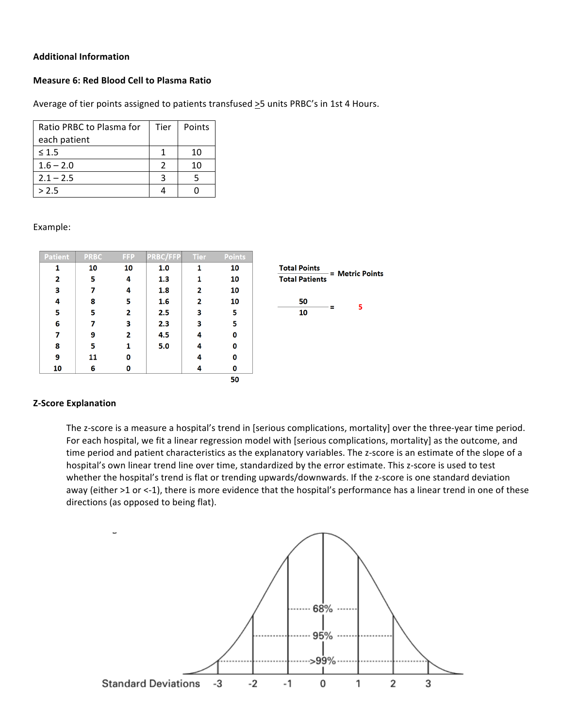**Additional Information**

**Measure 6: Red Blood Cell to Plasma Ratio**

Average of tier points assigned to patients transfused ≥5 units PRBC's in 1st 4 Hours.

| Ratio PRBC to Plasma for each patient | Tier | Points |
|---|---|---|
| ≤ 1.5 | 1 | 10 |
| 1.6 – 2.0 | 2 | 10 |
| 2.1 – 2.5 | 3 | 5 |
| > 2.5 | 4 | 0 |

Example:

| Patient | PRBC | FFP | PRBC/FFP | Tier | Points |
|---|---|---|---|---|---|
| 1 | 10 | 10 | 1.0 | 1 | 10 |
| 2 | 5 | 4 | 1.3 | 1 | 10 |
| 3 | 7 | 4 | 1.8 | 2 | 10 |
| 4 | 8 | 5 | 1.6 | 2 | 10 |
| 5 | 5 | 2 | 2.5 | 3 | 5 |
| 6 | 7 | 3 | 2.3 | 3 | 5 |
| 7 | 9 | 2 | 4.5 | 4 | 0 |
| 8 | 5 | 1 | 5.0 | 4 | 0 |
| 9 | 11 | 0 | | 4 | 0 |
| 10 | 6 | 0 | | 4 | 0 |
| | | | | | 50 |

$$\frac{\textbf{Total Points}}{\textbf{Total Patients}} = \textbf{Metric Points}$$

$$\frac{50}{10} = 5$$

**Z-Score Explanation**

The z-score is a measure a hospital's trend in [serious complications, mortality] over the three-year time period. For each hospital, we fit a linear regression model with [serious complications, mortality] as the outcome, and time period and patient characteristics as the explanatory variables. The z-score is an estimate of the slope of a hospital's own linear trend line over time, standardized by the error estimate. This z-score is used to test whether the hospital's trend is flat or trending upwards/downwards. If the z-score is one standard deviation away (either >1 or <-1), there is more evidence that the hospital's performance has a linear trend in one of these directions (as opposed to being flat).

68%

95%

>99%

Standard Deviations -3 -2 -1 0 1 2 3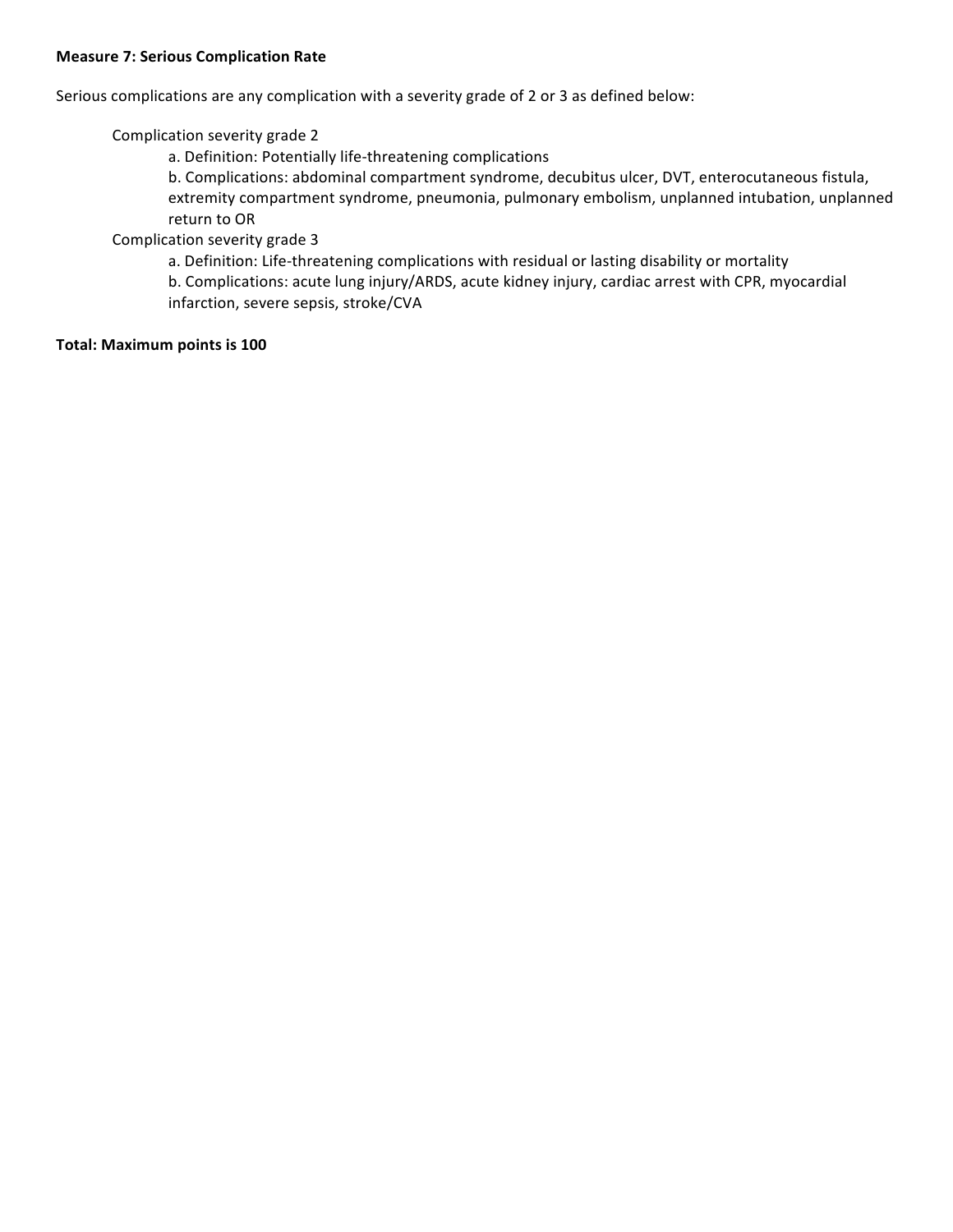**Measure 7: Serious Complication Rate**

Serious complications are any complication with a severity grade of 2 or 3 as defined below:

- Complication severity grade 2
  - a. Definition: Potentially life-threatening complications
  - b. Complications: abdominal compartment syndrome, decubitus ulcer, DVT, enterocutaneous fistula, extremity compartment syndrome, pneumonia, pulmonary embolism, unplanned intubation, unplanned return to OR
- Complication severity grade 3
  - a. Definition: Life-threatening complications with residual or lasting disability or mortality
  - b. Complications: acute lung injury/ARDS, acute kidney injury, cardiac arrest with CPR, myocardial infarction, severe sepsis, stroke/CVA

**Total: Maximum points is 100**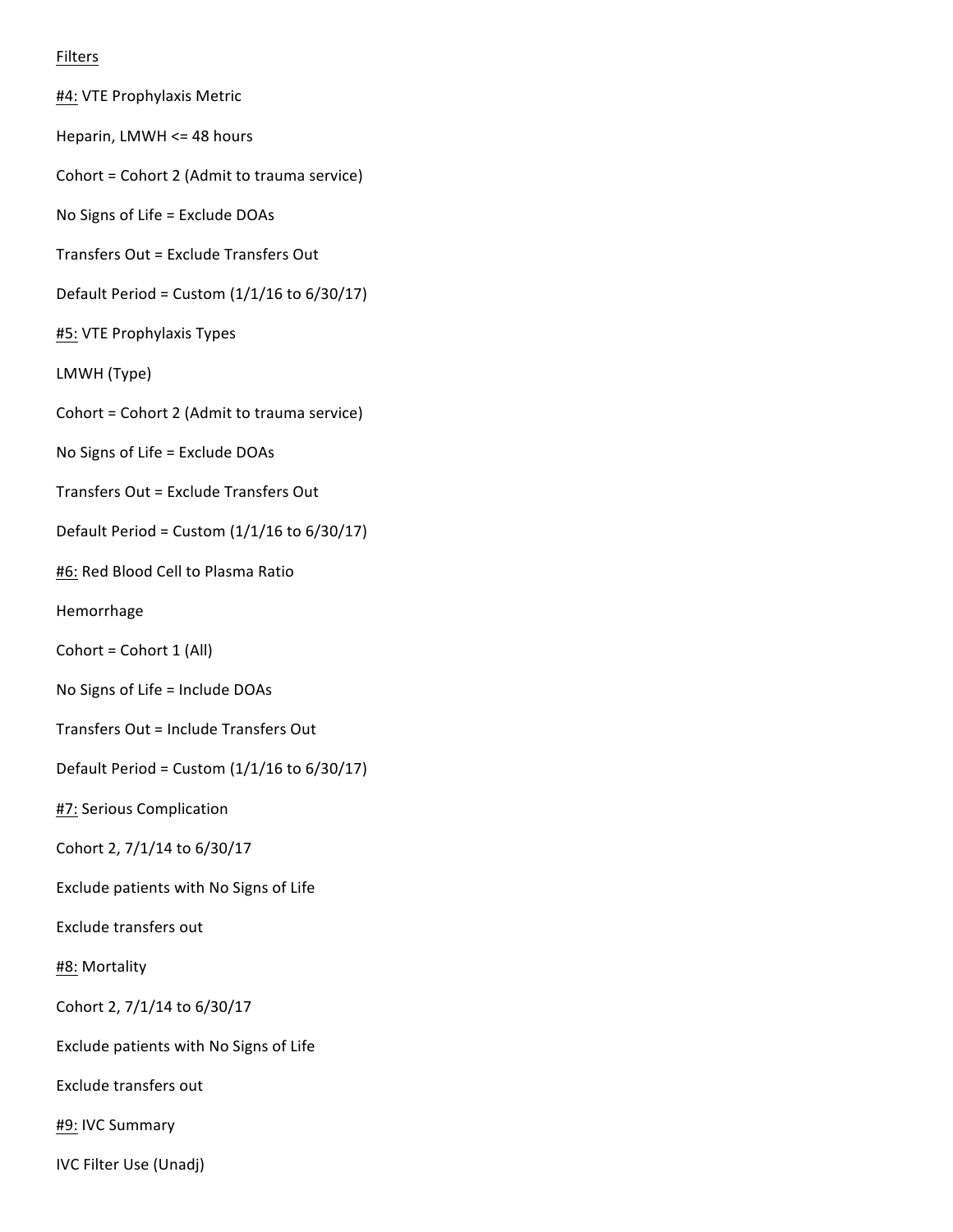Filters

#4: VTE Prophylaxis Metric

Heparin, LMWH <= 48 hours

Cohort = Cohort 2 (Admit to trauma service)

No Signs of Life = Exclude DOAs

Transfers Out = Exclude Transfers Out

Default Period = Custom (1/1/16 to 6/30/17)

#5: VTE Prophylaxis Types

LMWH (Type)

Cohort = Cohort 2 (Admit to trauma service)

No Signs of Life = Exclude DOAs

Transfers Out = Exclude Transfers Out

Default Period = Custom (1/1/16 to 6/30/17)

#6: Red Blood Cell to Plasma Ratio

Hemorrhage

Cohort = Cohort 1 (All)

No Signs of Life = Include DOAs

Transfers Out = Include Transfers Out

Default Period = Custom (1/1/16 to 6/30/17)

#7: Serious Complication

Cohort 2, 7/1/14 to 6/30/17

Exclude patients with No Signs of Life

Exclude transfers out

#8: Mortality

Cohort 2, 7/1/14 to 6/30/17

Exclude patients with No Signs of Life

Exclude transfers out

#9: IVC Summary

IVC Filter Use (Unadj)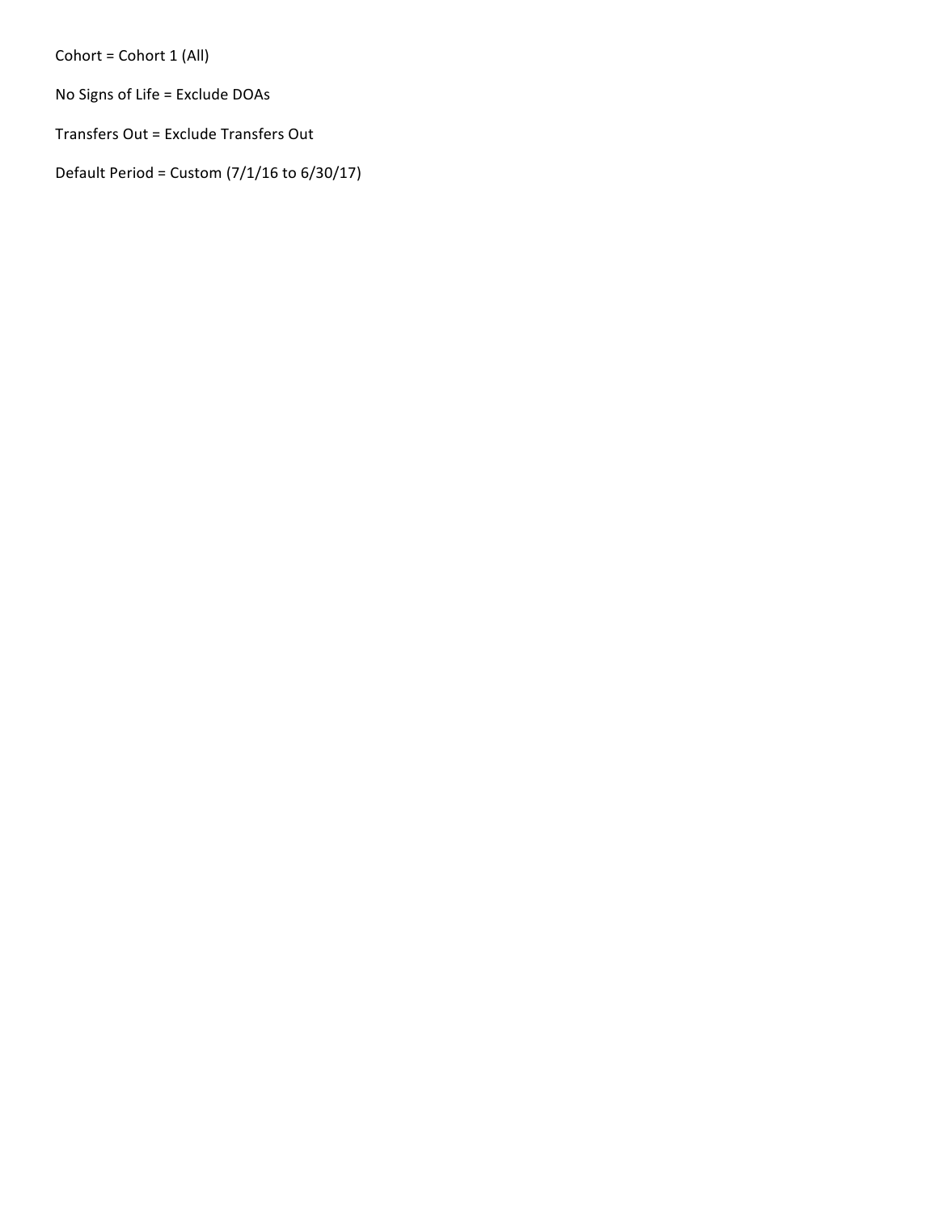Cohort = Cohort 1 (All)

No Signs of Life = Exclude DOAs

Transfers Out = Exclude Transfers Out

Default Period = Custom (7/1/16 to 6/30/17)